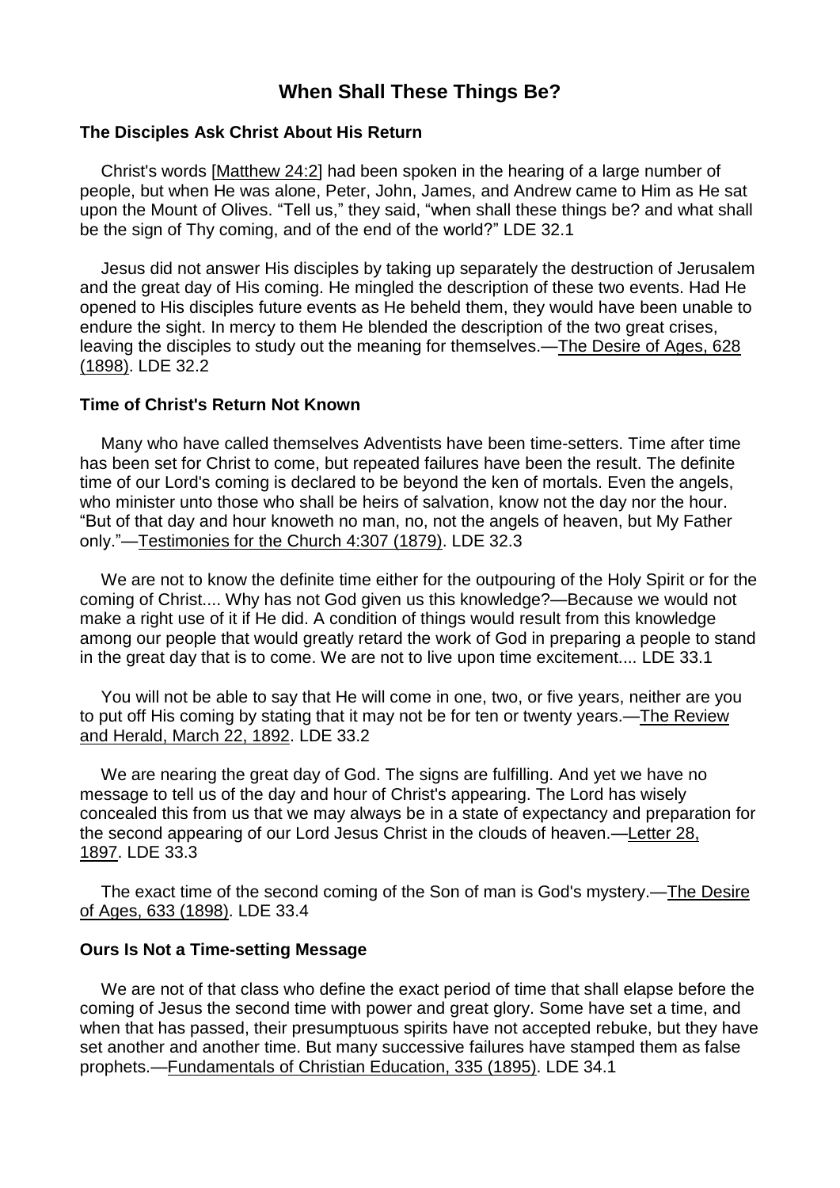# When Shall These Things Be?

### The Disciples Ask Christ About His Return

Christ's words [Matthew 24:2] had been spoken in the hearing of a large number of people, but when He was alone, Peter, John, James, and Andrew came to Him as He sat upon the Mount of Olives. “Tell us,” they said, “when shall these things be? and what shall be the sign of Thy coming, and of the end of the world?” LDE 32.1

Jesus did not answer His disciples by taking up separately the destruction of Jerusalem and the great day of His coming. He mingled the description of these two events. Had He opened to His disciples future events as He beheld them, they would have been unable to endure the sight. In mercy to them He blended the description of the two great crises, leaving the disciples to study out the meaning for themselves.—The Desire of Ages, 628 (1898). LDE 32.2

### Time of Christ's Return Not Known

Many who have called themselves Adventists have been time-setters. Time after time has been set for Christ to come, but repeated failures have been the result. The definite time of our Lord's coming is declared to be beyond the ken of mortals. Even the angels, who minister unto those who shall be heirs of salvation, know not the day nor the hour. “But of that day and hour knoweth no man, no, not the angels of heaven, but My Father only.”—Testimonies for the Church 4:307 (1879). LDE 32.3

We are not to know the definite time either for the outpouring of the Holy Spirit or for the coming of Christ.... Why has not God given us this knowledge?—Because we would not make a right use of it if He did. A condition of things would result from this knowledge among our people that would greatly retard the work of God in preparing a people to stand in the great day that is to come. We are not to live upon time excitement.... LDE 33.1

You will not be able to say that He will come in one, two, or five years, neither are you to put off His coming by stating that it may not be for ten or twenty years.—The Review and Herald, March 22, 1892. LDE 33.2

We are nearing the great day of God. The signs are fulfilling. And yet we have no message to tell us of the day and hour of Christ's appearing. The Lord has wisely concealed this from us that we may always be in a state of expectancy and preparation for the second appearing of our Lord Jesus Christ in the clouds of heaven.—Letter 28, 1897. LDE 33.3

The exact time of the second coming of the Son of man is God's mystery.—The Desire of Ages, 633 (1898). LDE 33.4

### Ours Is Not a Time-setting Message

We are not of that class who define the exact period of time that shall elapse before the coming of Jesus the second time with power and great glory. Some have set a time, and when that has passed, their presumptuous spirits have not accepted rebuke, but they have set another and another time. But many successive failures have stamped them as false prophets.—Fundamentals of Christian Education, 335 (1895). LDE 34.1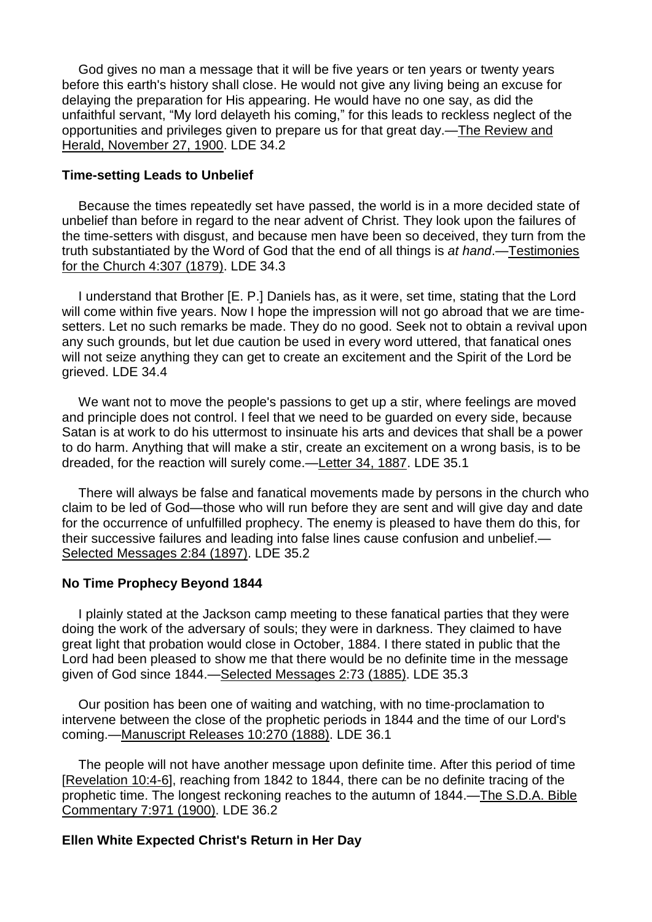God gives no man a message that it will be five years or ten years or twenty years before this earth's history shall close. He would not give any living being an excuse for delaying the preparation for His appearing. He would have no one say, as did the unfaithful servant, "My lord delayeth his coming," for this leads to reckless neglect of the opportunities and privileges given to prepare us for that great day.—The Review and Herald, November 27, 1900. LDE 34.2

**Time-setting Leads to Unbelief**

Because the times repeatedly set have passed, the world is in a more decided state of unbelief than before in regard to the near advent of Christ. They look upon the failures of the time-setters with disgust, and because men have been so deceived, they turn from the truth substantiated by the Word of God that the end of all things is *at hand*.—Testimonies for the Church 4:307 (1879). LDE 34.3

I understand that Brother [E. P.] Daniels has, as it were, set time, stating that the Lord will come within five years. Now I hope the impression will not go abroad that we are time-setters. Let no such remarks be made. They do no good. Seek not to obtain a revival upon any such grounds, but let due caution be used in every word uttered, that fanatical ones will not seize anything they can get to create an excitement and the Spirit of the Lord be grieved. LDE 34.4

We want not to move the people's passions to get up a stir, where feelings are moved and principle does not control. I feel that we need to be guarded on every side, because Satan is at work to do his uttermost to insinuate his arts and devices that shall be a power to do harm. Anything that will make a stir, create an excitement on a wrong basis, is to be dreaded, for the reaction will surely come.—Letter 34, 1887. LDE 35.1

There will always be false and fanatical movements made by persons in the church who claim to be led of God—those who will run before they are sent and will give day and date for the occurrence of unfulfilled prophecy. The enemy is pleased to have them do this, for their successive failures and leading into false lines cause confusion and unbelief.—Selected Messages 2:84 (1897). LDE 35.2

**No Time Prophecy Beyond 1844**

I plainly stated at the Jackson camp meeting to these fanatical parties that they were doing the work of the adversary of souls; they were in darkness. They claimed to have great light that probation would close in October, 1884. I there stated in public that the Lord had been pleased to show me that there would be no definite time in the message given of God since 1844.—Selected Messages 2:73 (1885). LDE 35.3

Our position has been one of waiting and watching, with no time-proclamation to intervene between the close of the prophetic periods in 1844 and the time of our Lord's coming.—Manuscript Releases 10:270 (1888). LDE 36.1

The people will not have another message upon definite time. After this period of time [Revelation 10:4-6], reaching from 1842 to 1844, there can be no definite tracing of the prophetic time. The longest reckoning reaches to the autumn of 1844.—The S.D.A. Bible Commentary 7:971 (1900). LDE 36.2

**Ellen White Expected Christ's Return in Her Day**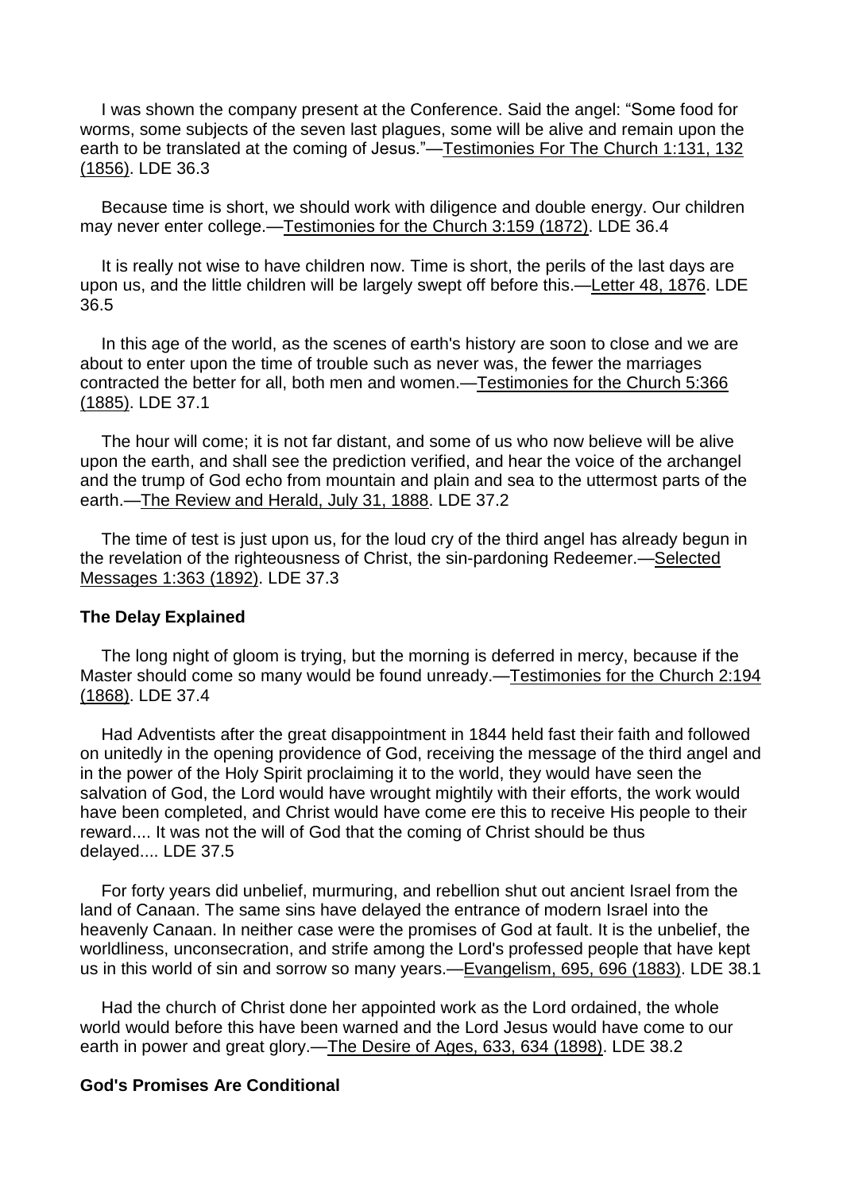I was shown the company present at the Conference. Said the angel: "Some food for worms, some subjects of the seven last plagues, some will be alive and remain upon the earth to be translated at the coming of Jesus."—Testimonies For The Church 1:131, 132 (1856). LDE 36.3

Because time is short, we should work with diligence and double energy. Our children may never enter college.—Testimonies for the Church 3:159 (1872). LDE 36.4

It is really not wise to have children now. Time is short, the perils of the last days are upon us, and the little children will be largely swept off before this.—Letter 48, 1876. LDE 36.5

In this age of the world, as the scenes of earth's history are soon to close and we are about to enter upon the time of trouble such as never was, the fewer the marriages contracted the better for all, both men and women.—Testimonies for the Church 5:366 (1885). LDE 37.1

The hour will come; it is not far distant, and some of us who now believe will be alive upon the earth, and shall see the prediction verified, and hear the voice of the archangel and the trump of God echo from mountain and plain and sea to the uttermost parts of the earth.—The Review and Herald, July 31, 1888. LDE 37.2

The time of test is just upon us, for the loud cry of the third angel has already begun in the revelation of the righteousness of Christ, the sin-pardoning Redeemer.—Selected Messages 1:363 (1892). LDE 37.3

**The Delay Explained**

The long night of gloom is trying, but the morning is deferred in mercy, because if the Master should come so many would be found unready.—Testimonies for the Church 2:194 (1868). LDE 37.4

Had Adventists after the great disappointment in 1844 held fast their faith and followed on unitedly in the opening providence of God, receiving the message of the third angel and in the power of the Holy Spirit proclaiming it to the world, they would have seen the salvation of God, the Lord would have wrought mightily with their efforts, the work would have been completed, and Christ would have come ere this to receive His people to their reward.... It was not the will of God that the coming of Christ should be thus delayed.... LDE 37.5

For forty years did unbelief, murmuring, and rebellion shut out ancient Israel from the land of Canaan. The same sins have delayed the entrance of modern Israel into the heavenly Canaan. In neither case were the promises of God at fault. It is the unbelief, the worldliness, unconsecration, and strife among the Lord's professed people that have kept us in this world of sin and sorrow so many years.—Evangelism, 695, 696 (1883). LDE 38.1

Had the church of Christ done her appointed work as the Lord ordained, the whole world would before this have been warned and the Lord Jesus would have come to our earth in power and great glory.—The Desire of Ages, 633, 634 (1898). LDE 38.2

**God's Promises Are Conditional**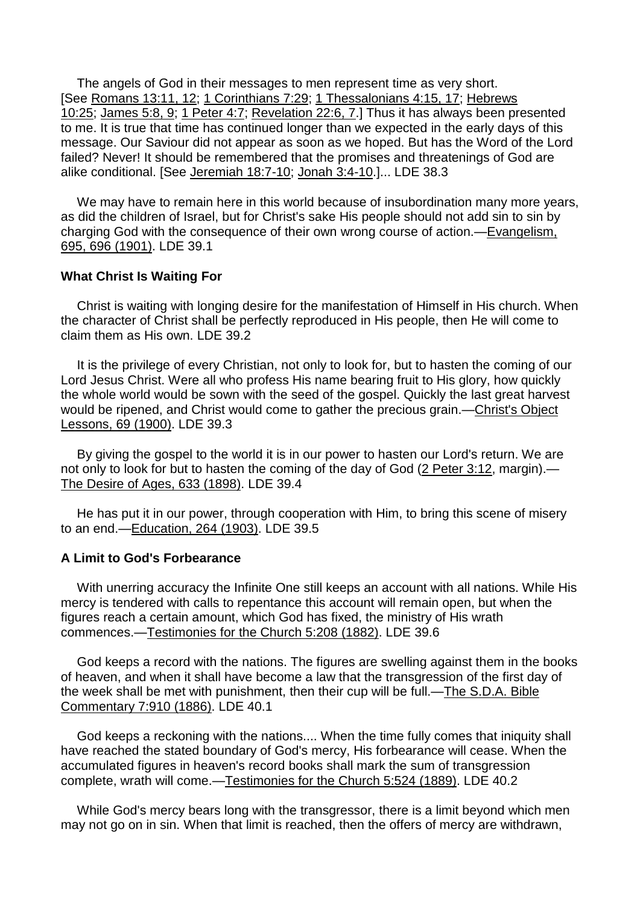The angels of God in their messages to men represent time as very short. [See Romans 13:11, 12; 1 Corinthians 7:29; 1 Thessalonians 4:15, 17; Hebrews 10:25; James 5:8, 9; 1 Peter 4:7; Revelation 22:6, 7.] Thus it has always been presented to me. It is true that time has continued longer than we expected in the early days of this message. Our Saviour did not appear as soon as we hoped. But has the Word of the Lord failed? Never! It should be remembered that the promises and threatenings of God are alike conditional. [See Jeremiah 18:7-10; Jonah 3:4-10.]... LDE 38.3

We may have to remain here in this world because of insubordination many more years, as did the children of Israel, but for Christ's sake His people should not add sin to sin by charging God with the consequence of their own wrong course of action.—Evangelism, 695, 696 (1901). LDE 39.1

**What Christ Is Waiting For**

Christ is waiting with longing desire for the manifestation of Himself in His church. When the character of Christ shall be perfectly reproduced in His people, then He will come to claim them as His own. LDE 39.2

It is the privilege of every Christian, not only to look for, but to hasten the coming of our Lord Jesus Christ. Were all who profess His name bearing fruit to His glory, how quickly the whole world would be sown with the seed of the gospel. Quickly the last great harvest would be ripened, and Christ would come to gather the precious grain.—Christ's Object Lessons, 69 (1900). LDE 39.3

By giving the gospel to the world it is in our power to hasten our Lord's return. We are not only to look for but to hasten the coming of the day of God (2 Peter 3:12, margin).—The Desire of Ages, 633 (1898). LDE 39.4

He has put it in our power, through cooperation with Him, to bring this scene of misery to an end.—Education, 264 (1903). LDE 39.5

**A Limit to God's Forbearance**

With unerring accuracy the Infinite One still keeps an account with all nations. While His mercy is tendered with calls to repentance this account will remain open, but when the figures reach a certain amount, which God has fixed, the ministry of His wrath commences.—Testimonies for the Church 5:208 (1882). LDE 39.6

God keeps a record with the nations. The figures are swelling against them in the books of heaven, and when it shall have become a law that the transgression of the first day of the week shall be met with punishment, then their cup will be full.—The S.D.A. Bible Commentary 7:910 (1886). LDE 40.1

God keeps a reckoning with the nations.... When the time fully comes that iniquity shall have reached the stated boundary of God's mercy, His forbearance will cease. When the accumulated figures in heaven's record books shall mark the sum of transgression complete, wrath will come.—Testimonies for the Church 5:524 (1889). LDE 40.2

While God's mercy bears long with the transgressor, there is a limit beyond which men may not go on in sin. When that limit is reached, then the offers of mercy are withdrawn,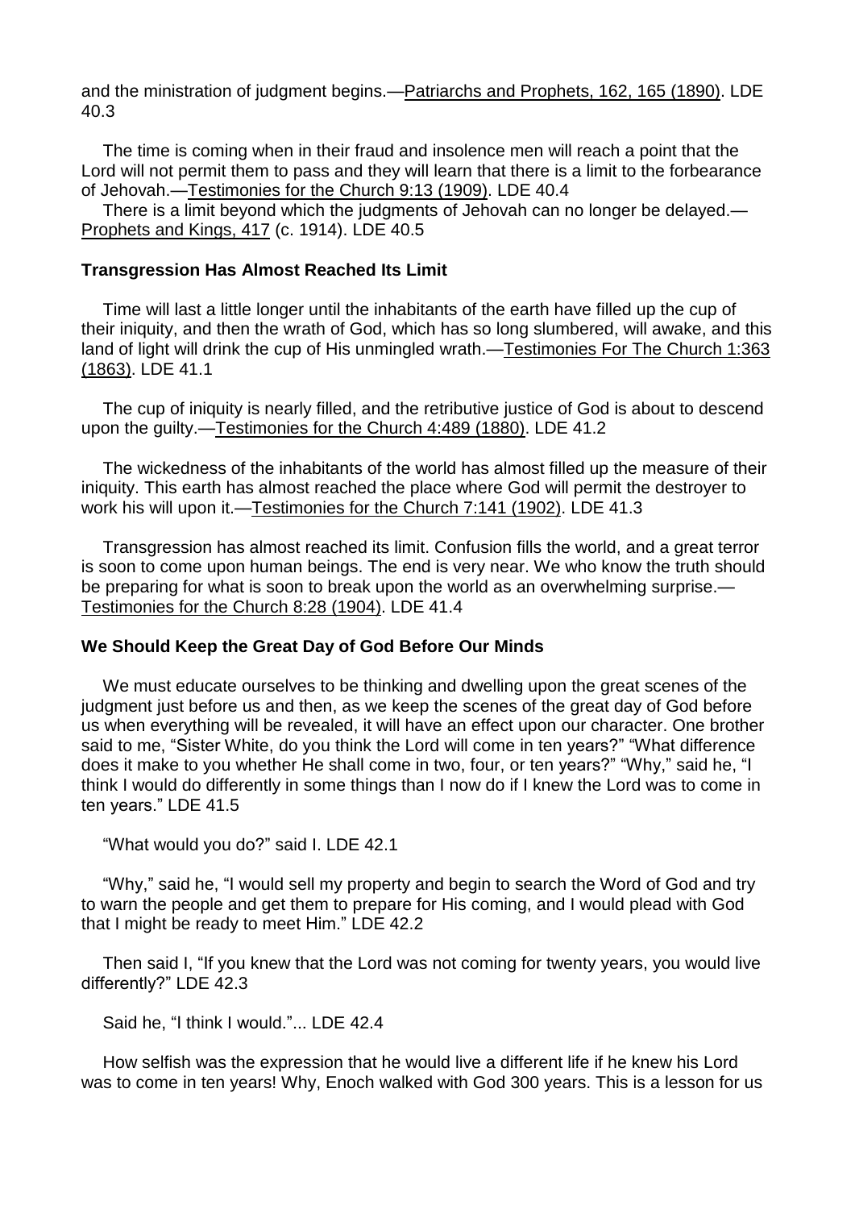and the ministration of judgment begins.—Patriarchs and Prophets, 162, 165 (1890). LDE 40.3

The time is coming when in their fraud and insolence men will reach a point that the Lord will not permit them to pass and they will learn that there is a limit to the forbearance of Jehovah.—Testimonies for the Church 9:13 (1909). LDE 40.4

There is a limit beyond which the judgments of Jehovah can no longer be delayed.—Prophets and Kings, 417 (c. 1914). LDE 40.5

**Transgression Has Almost Reached Its Limit**

Time will last a little longer until the inhabitants of the earth have filled up the cup of their iniquity, and then the wrath of God, which has so long slumbered, will awake, and this land of light will drink the cup of His unmingled wrath.—Testimonies For The Church 1:363 (1863). LDE 41.1

The cup of iniquity is nearly filled, and the retributive justice of God is about to descend upon the guilty.—Testimonies for the Church 4:489 (1880). LDE 41.2

The wickedness of the inhabitants of the world has almost filled up the measure of their iniquity. This earth has almost reached the place where God will permit the destroyer to work his will upon it.—Testimonies for the Church 7:141 (1902). LDE 41.3

Transgression has almost reached its limit. Confusion fills the world, and a great terror is soon to come upon human beings. The end is very near. We who know the truth should be preparing for what is soon to break upon the world as an overwhelming surprise.—Testimonies for the Church 8:28 (1904). LDE 41.4

**We Should Keep the Great Day of God Before Our Minds**

We must educate ourselves to be thinking and dwelling upon the great scenes of the judgment just before us and then, as we keep the scenes of the great day of God before us when everything will be revealed, it will have an effect upon our character. One brother said to me, "Sister White, do you think the Lord will come in ten years?" "What difference does it make to you whether He shall come in two, four, or ten years?" "Why," said he, "I think I would do differently in some things than I now do if I knew the Lord was to come in ten years." LDE 41.5

"What would you do?" said I. LDE 42.1

"Why," said he, "I would sell my property and begin to search the Word of God and try to warn the people and get them to prepare for His coming, and I would plead with God that I might be ready to meet Him." LDE 42.2

Then said I, "If you knew that the Lord was not coming for twenty years, you would live differently?" LDE 42.3

Said he, "I think I would."... LDE 42.4

How selfish was the expression that he would live a different life if he knew his Lord was to come in ten years! Why, Enoch walked with God 300 years. This is a lesson for us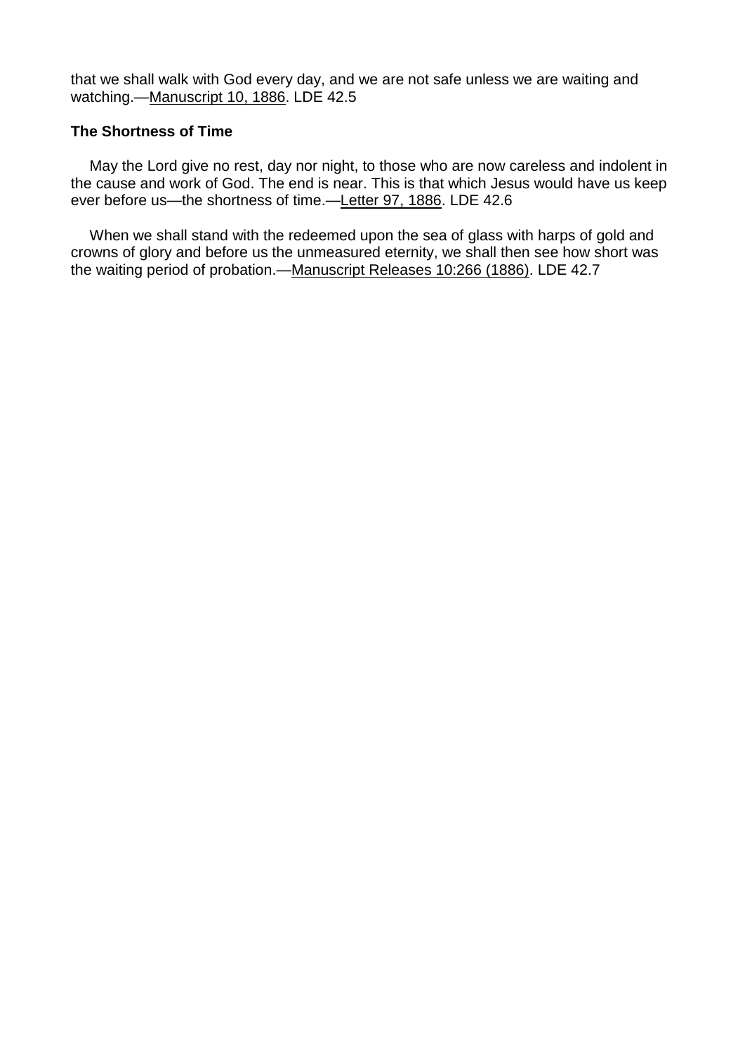that we shall walk with God every day, and we are not safe unless we are waiting and watching.—Manuscript 10, 1886. LDE 42.5

**The Shortness of Time**

May the Lord give no rest, day nor night, to those who are now careless and indolent in the cause and work of God. The end is near. This is that which Jesus would have us keep ever before us—the shortness of time.—Letter 97, 1886. LDE 42.6

When we shall stand with the redeemed upon the sea of glass with harps of gold and crowns of glory and before us the unmeasured eternity, we shall then see how short was the waiting period of probation.—Manuscript Releases 10:266 (1886). LDE 42.7